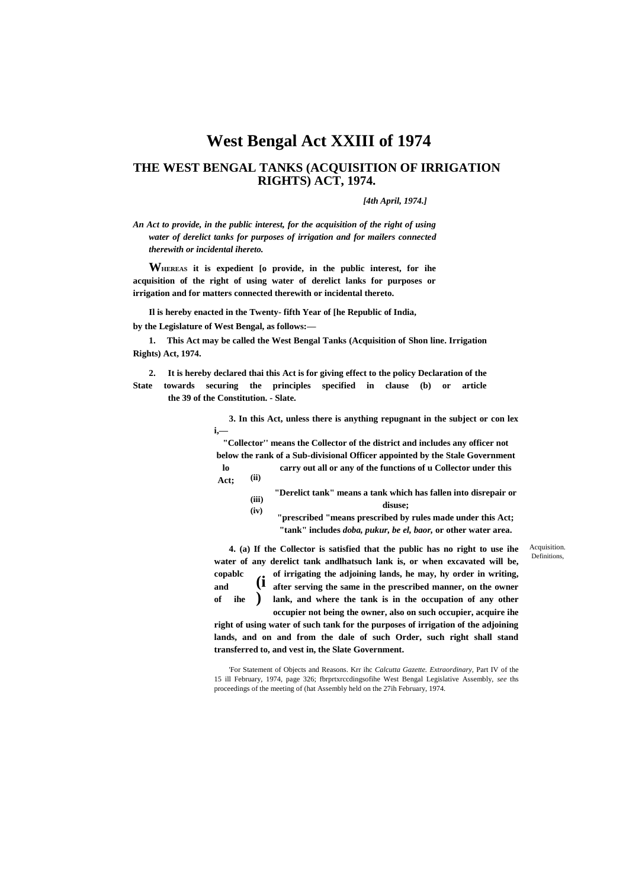# West Bengal Act XXIII of 1974

## THE WEST BENGAL TANKS (ACQUISITION OF IRRIGATION RIGHTS) ACT, 1974.

*[4th April, 1974.]*

***An Act to provide, in the public interest, for the acquisition of the right of using water of derelict tanks for purposes of irrigation and for mailers connected therewith or incidental ihereto.***

**WHEREAS it is expedient [o provide, in the public interest, for ihe acquisition of the right of using water of derelict lanks for purposes or irrigation and for matters connected therewith or incidental thereto.**

**Il is hereby enacted in the Twenty- fifth Year of [he Republic of India, by the Legislature of West Bengal, as follows:—**

**1. This Act may be called the West Bengal Tanks (Acquisition of Shon line. Irrigation Rights) Act, 1974.**

**2. It is hereby declared thai this Act is for giving effect to the policy Declaration of the State towards securing the principles specified in clause (b) or article the 39 of the Constitution. - Slate.**

**3. In this Act, unless there is anything repugnant in the subject or con lex i,—**

**(i) "Collector'' means the Collector of the district and includes any officer not below the rank of a Sub-divisional Officer appointed by the Stale Government lo carry out all or any of the functions of u Collector under this Act;**

**(ii) "Derelict tank" means a tank which has fallen into disrepair or disuse;**

**(iii) "prescribed "means prescribed by rules made under this Act;**

**(iv) "tank" includes *doba, pukur, be el, baor,* or other water area.**

Acquisition.

Definitions,

**4. (a) If the Collector is satisfied that the public has no right to use ihe water of any derelict tank andlhatsuch lank is, or when excavated will be, copablc of irrigating the adjoining lands, he may, hy order in writing, and after serving the same in the prescribed manner, on the owner of ihe lank, and where the tank is in the occupation of any other occupier not being the owner, also on such occupier, acquire ihe right of using water of such tank for the purposes of irrigation of the adjoining lands, and on and from the dale of such Order, such right shall stand transferred to, and vest in, the Slate Government.**

'For Statement of Objects and Reasons. Krr ihc *Calcutta Gazette. Extraordinary,* Part IV of the 15 ill February, 1974, page 326; fbrprtxrccdingsofihe West Bengal Legislative Assembly, *see* ths proceedings of the meeting of (hat Assembly held on the 27ih February, 1974.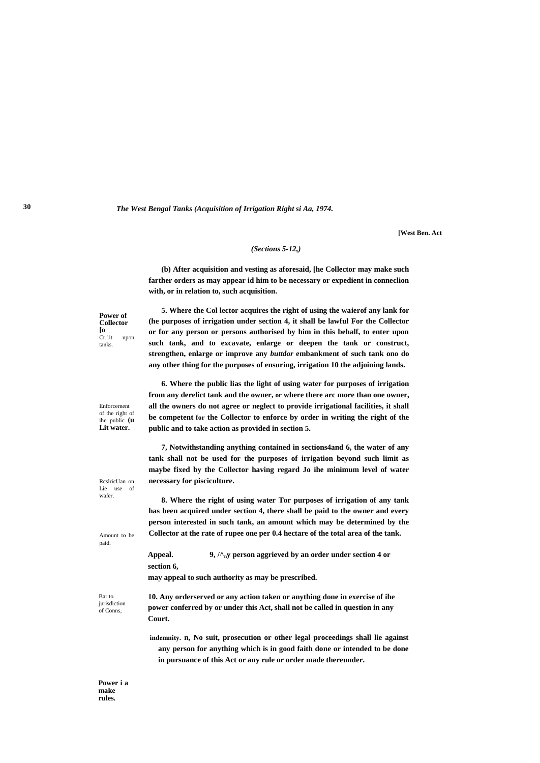[West Ben. Act

*(Sections 5-12,)*

**(b) After acquisition and vesting as aforesaid, [he Collector may make such farther orders as may appear id him to be necessary or expedient in conneclion with, or in relation to, such acquisition.**

**Power of Collector [o** Cr.'.it upon tanks.

**5. Where the Col lector acquires the right of using the waierof any lank for (he purposes of irrigation under section 4, it shall be lawful For the Collector or for any person or persons authorised by him in this behalf, to enter upon such tank, and to excavate, enlarge or deepen the tank or construct, strengthen, enlarge or improve any *butttdor* embankment of such tank ono do any other thing for the purposes of ensuring, irrigation 10 the adjoining lands.**

Enforcement of the right of ihe public **(u Lit water.**

**6. Where the public lias the light of using water for purposes of irrigation from any derelict tank and the owner, or where there arc more than one owner, all the owners do not agree or neglect to provide irrigational facilities, it shall be competent for the Collector to enforce by order in writing the right of the public and to take action as provided in section 5.**

RcslricUan on Lie use of wafer.

**7, Notwithstanding anything contained in sections4and 6, the water of any tank shall not be used for the purposes of irrigation beyond such limit as maybe fixed by the Collector having regard Jo ihe minimum level of water necessary for pisciculture.**

Amount to be paid.

**8. Where the right of using water Tor purposes of irrigation of any tank has been acquired under section 4, there shall be paid to the owner and every person interested in such tank, an amount which may be determined by the Collector at the rate of rupee one per 0.4 hectare of the total area of the tank.**

**Appeal.** **9, /^ny person aggrieved by an order under section 4 or section 6, may appeal to such authority as may be prescribed.**

Bar to jurisdiction of Conns,

**10. Any orderserved or any action taken or anything done in exercise of ihe power conferred by or under this Act, shall not be called in question in any Court.**

**indemnity. n, No suit, prosecution or other legal proceedings shall lie against any person for anything which is in good faith done or intended to be done in pursuance of this Act or any rule or order made thereunder.**

**Power i a make rules.**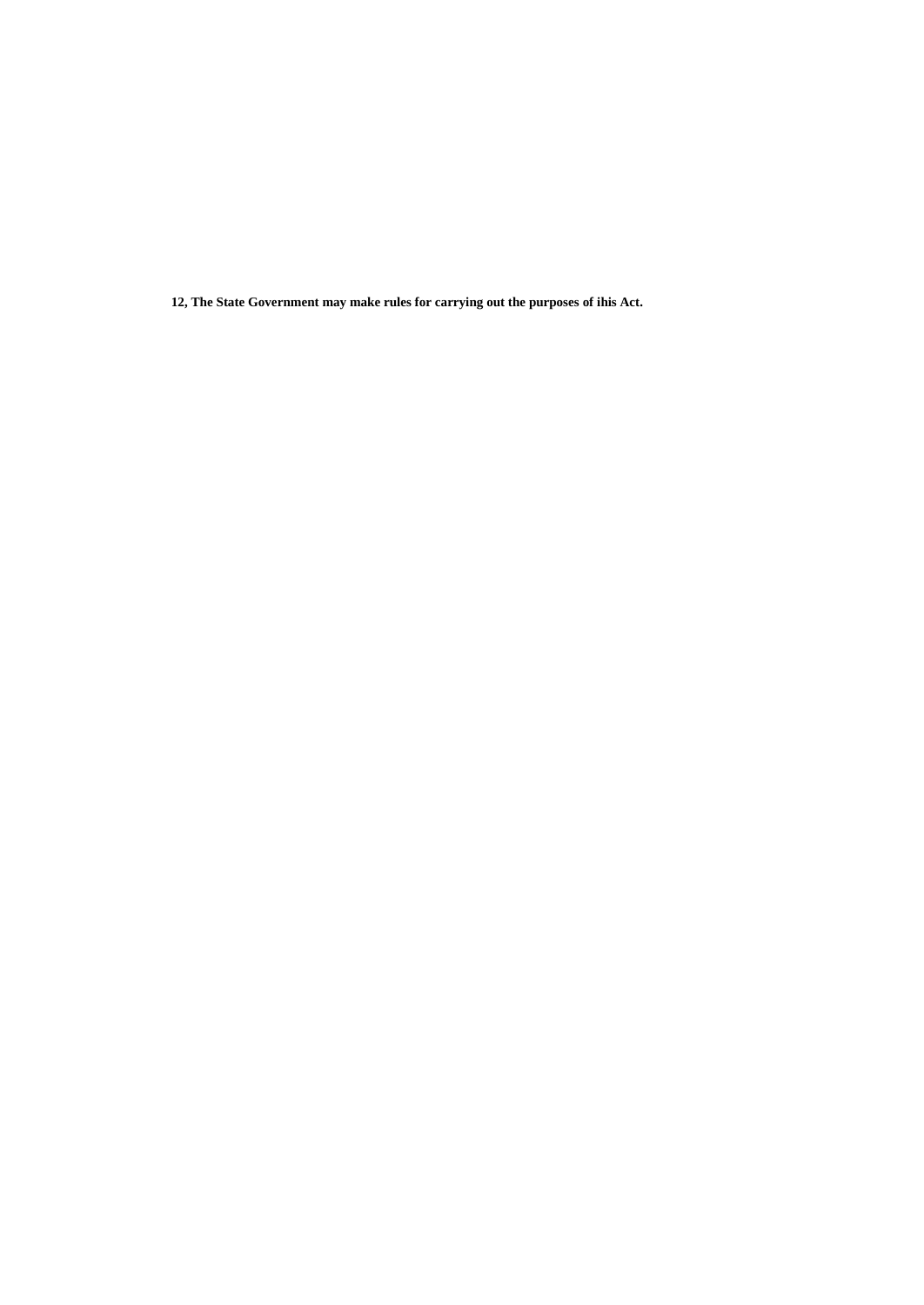**12, The State Government may make rules for carrying out the purposes of ihis Act.**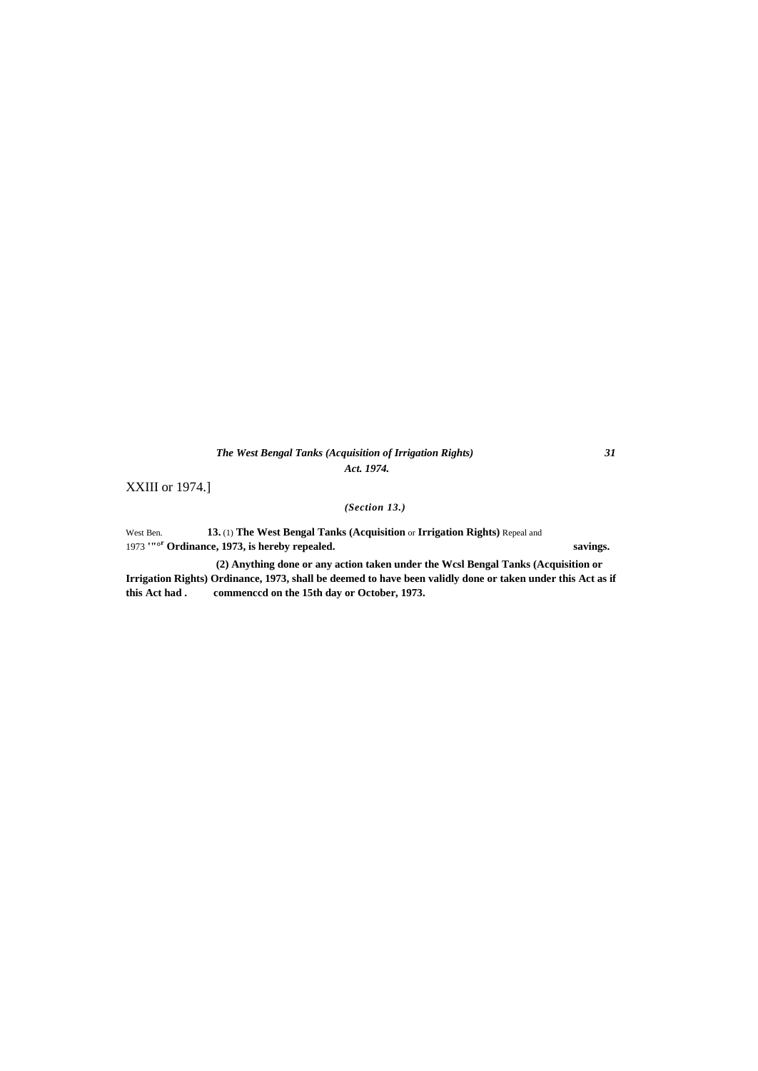XXIII or 1974.]

*(Section 13.)*

West Ben. 1973 '"°r — Repeal and savings.

**13.** (1) **The West Bengal Tanks (Acquisition** or **Irrigation Rights) Ordinance, 1973, is hereby repealed.**

**(2) Anything done or any action taken under the Wcsl Bengal Tanks (Acquisition or Irrigation Rights) Ordinance, 1973, shall be deemed to have been validly done or taken under this Act as if this Act had . commenccd on the 15th day or October, 1973.**